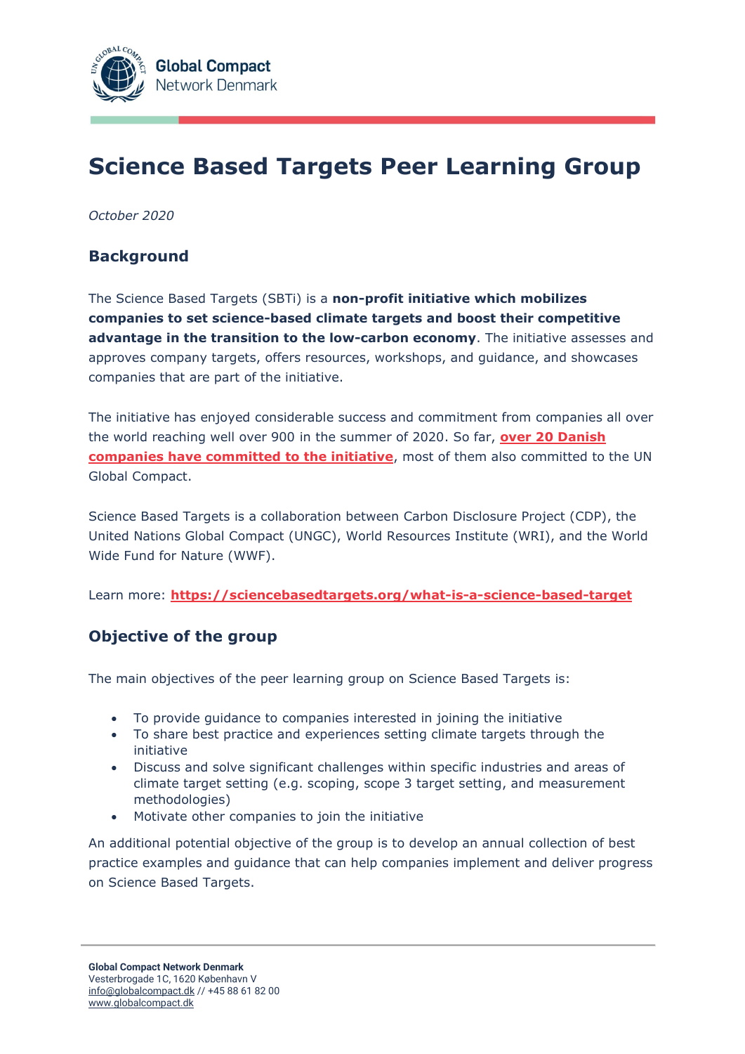# Science Based Targets Peer Learning Group

*October 2020*

## Background

The Science Based Targets (SBTi) is a **non-profit initiative which mobilizes companies to set science-based climate targets and boost their competitive advantage in the transition to the low-carbon economy**. The initiative assesses and approves company targets, offers resources, workshops, and guidance, and showcases companies that are part of the initiative.

The initiative has enjoyed considerable success and commitment from companies all over the world reaching well over 900 in the summer of 2020. So far, **over 20 Danish companies have committed to the initiative**, most of them also committed to the UN Global Compact.

Science Based Targets is a collaboration between Carbon Disclosure Project (CDP), the United Nations Global Compact (UNGC), World Resources Institute (WRI), and the World Wide Fund for Nature (WWF).

Learn more: **https://sciencebasedtargets.org/what-is-a-science-based-target**

## Objective of the group

The main objectives of the peer learning group on Science Based Targets is:

- To provide guidance to companies interested in joining the initiative
- To share best practice and experiences setting climate targets through the initiative
- Discuss and solve significant challenges within specific industries and areas of climate target setting (e.g. scoping, scope 3 target setting, and measurement methodologies)
- Motivate other companies to join the initiative

An additional potential objective of the group is to develop an annual collection of best practice examples and guidance that can help companies implement and deliver progress on Science Based Targets.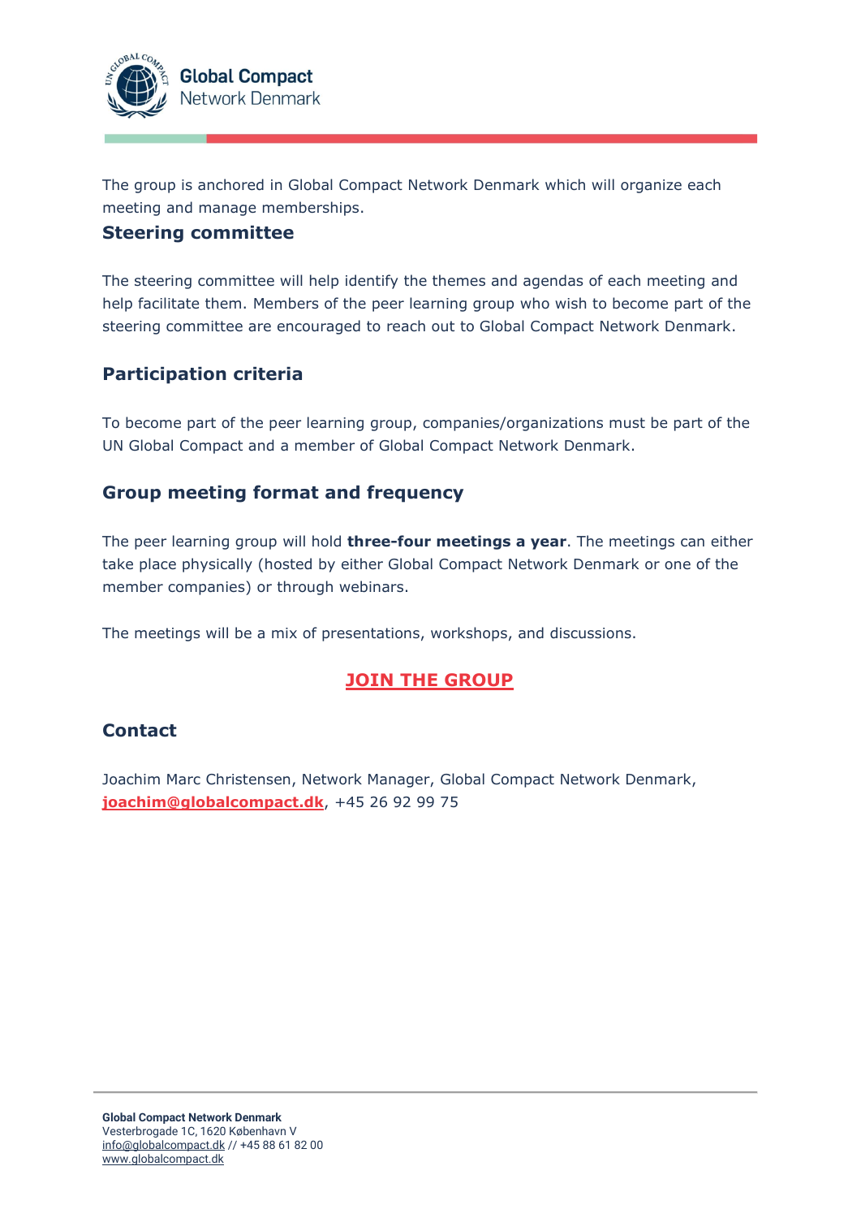The group is anchored in Global Compact Network Denmark which will organize each meeting and manage memberships.

## Steering committee

The steering committee will help identify the themes and agendas of each meeting and help facilitate them. Members of the peer learning group who wish to become part of the steering committee are encouraged to reach out to Global Compact Network Denmark.

## Participation criteria

To become part of the peer learning group, companies/organizations must be part of the UN Global Compact and a member of Global Compact Network Denmark.

## Group meeting format and frequency

The peer learning group will hold **three-four meetings a year**. The meetings can either take place physically (hosted by either Global Compact Network Denmark or one of the member companies) or through webinars.

The meetings will be a mix of presentations, workshops, and discussions.

**JOIN THE GROUP**

## Contact

Joachim Marc Christensen, Network Manager, Global Compact Network Denmark, **joachim@globalcompact.dk**, +45 26 92 99 75

**Global Compact Network Denmark**
Vesterbrogade 1C, 1620 København V
info@globalcompact.dk // +45 88 61 82 00
www.globalcompact.dk